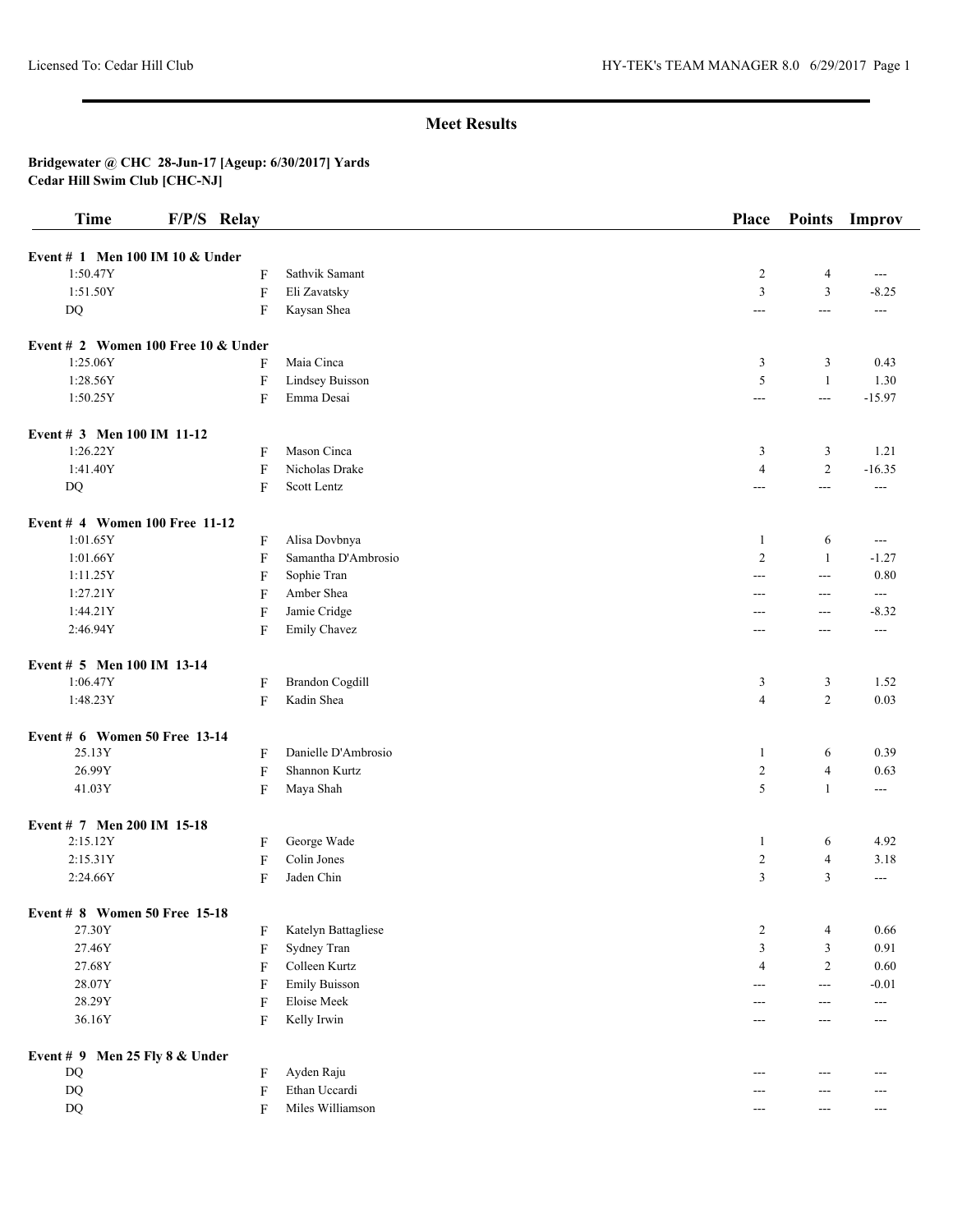## Meet Results

**Bridgewater @ CHC 28-Jun-17 [Ageup: 6/30/2017] Yards**
**Cedar Hill Swim Club [CHC-NJ]**

| Time | F/P/S | Relay | Place | Points | Improv |
|---|---|---|---|---|---|
| **Event # 1 Men 100 IM 10 & Under** | | | | | |
| 1:50.47Y | F | Sathvik Samant | 2 | 4 | --- |
| 1:51.50Y | F | Eli Zavatsky | 3 | 3 | -8.25 |
| DQ | F | Kaysan Shea | --- | --- | --- |
| **Event # 2 Women 100 Free 10 & Under** | | | | | |
| 1:25.06Y | F | Maia Cinca | 3 | 3 | 0.43 |
| 1:28.56Y | F | Lindsey Buisson | 5 | 1 | 1.30 |
| 1:50.25Y | F | Emma Desai | --- | --- | -15.97 |
| **Event # 3 Men 100 IM 11-12** | | | | | |
| 1:26.22Y | F | Mason Cinca | 3 | 3 | 1.21 |
| 1:41.40Y | F | Nicholas Drake | 4 | 2 | -16.35 |
| DQ | F | Scott Lentz | --- | --- | --- |
| **Event # 4 Women 100 Free 11-12** | | | | | |
| 1:01.65Y | F | Alisa Dovbnya | 1 | 6 | --- |
| 1:01.66Y | F | Samantha D'Ambrosio | 2 | 1 | -1.27 |
| 1:11.25Y | F | Sophie Tran | --- | --- | 0.80 |
| 1:27.21Y | F | Amber Shea | --- | --- | --- |
| 1:44.21Y | F | Jamie Cridge | --- | --- | -8.32 |
| 2:46.94Y | F | Emily Chavez | --- | --- | --- |
| **Event # 5 Men 100 IM 13-14** | | | | | |
| 1:06.47Y | F | Brandon Cogdill | 3 | 3 | 1.52 |
| 1:48.23Y | F | Kadin Shea | 4 | 2 | 0.03 |
| **Event # 6 Women 50 Free 13-14** | | | | | |
| 25.13Y | F | Danielle D'Ambrosio | 1 | 6 | 0.39 |
| 26.99Y | F | Shannon Kurtz | 2 | 4 | 0.63 |
| 41.03Y | F | Maya Shah | 5 | 1 | --- |
| **Event # 7 Men 200 IM 15-18** | | | | | |
| 2:15.12Y | F | George Wade | 1 | 6 | 4.92 |
| 2:15.31Y | F | Colin Jones | 2 | 4 | 3.18 |
| 2:24.66Y | F | Jaden Chin | 3 | 3 | --- |
| **Event # 8 Women 50 Free 15-18** | | | | | |
| 27.30Y | F | Katelyn Battagliese | 2 | 4 | 0.66 |
| 27.46Y | F | Sydney Tran | 3 | 3 | 0.91 |
| 27.68Y | F | Colleen Kurtz | 4 | 2 | 0.60 |
| 28.07Y | F | Emily Buisson | --- | --- | -0.01 |
| 28.29Y | F | Eloise Meek | --- | --- | --- |
| 36.16Y | F | Kelly Irwin | --- | --- | --- |
| **Event # 9 Men 25 Fly 8 & Under** | | | | | |
| DQ | F | Ayden Raju | --- | --- | --- |
| DQ | F | Ethan Uccardi | --- | --- | --- |
| DQ | F | Miles Williamson | --- | --- | --- |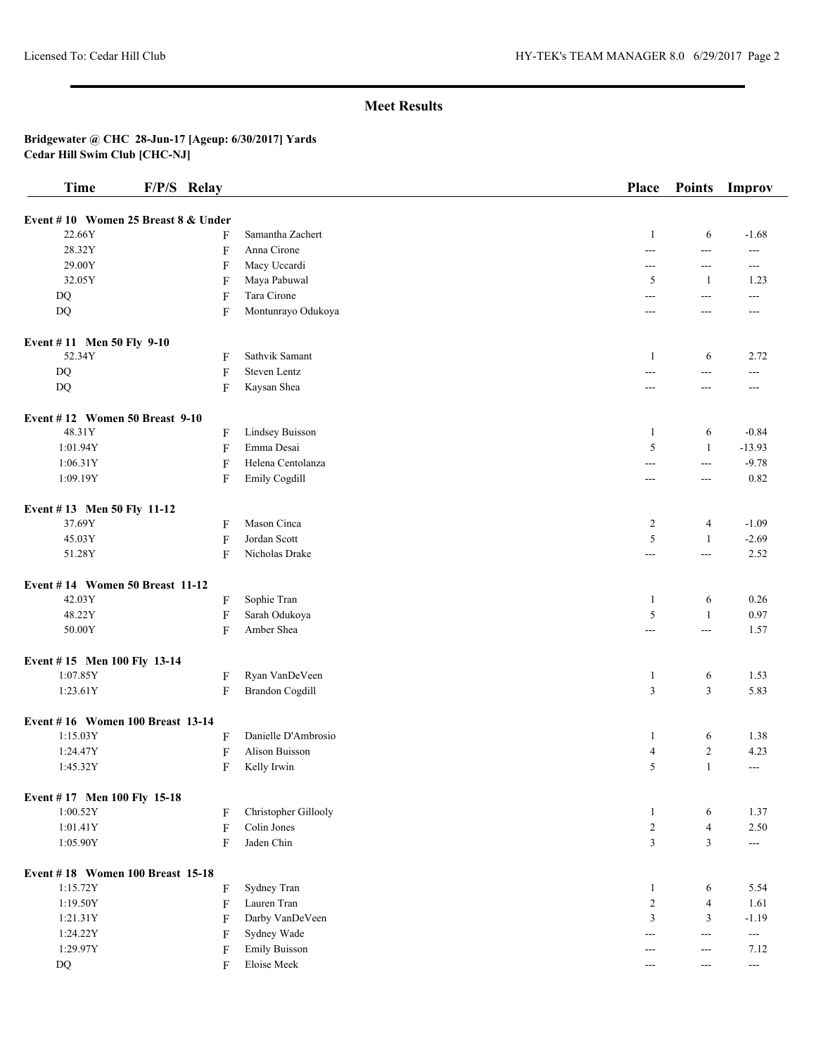## Meet Results

**Bridgewater @ CHC 28-Jun-17 [Ageup: 6/30/2017] Yards**
**Cedar Hill Swim Club [CHC-NJ]**

| Time | F/P/S | Relay | Place | Points | Improv |
|---|---|---|---|---|---|
| **Event # 10 Women 25 Breast 8 & Under** | | | | | |
| 22.66Y | F | Samantha Zachert | 1 | 6 | -1.68 |
| 28.32Y | F | Anna Cirone | --- | --- | --- |
| 29.00Y | F | Macy Uccardi | --- | --- | --- |
| 32.05Y | F | Maya Pabuwal | 5 | 1 | 1.23 |
| DQ | F | Tara Cirone | --- | --- | --- |
| DQ | F | Montunrayo Odukoya | --- | --- | --- |
| **Event # 11 Men 50 Fly 9-10** | | | | | |
| 52.34Y | F | Sathvik Samant | 1 | 6 | 2.72 |
| DQ | F | Steven Lentz | --- | --- | --- |
| DQ | F | Kaysan Shea | --- | --- | --- |
| **Event # 12 Women 50 Breast 9-10** | | | | | |
| 48.31Y | F | Lindsey Buisson | 1 | 6 | -0.84 |
| 1:01.94Y | F | Emma Desai | 5 | 1 | -13.93 |
| 1:06.31Y | F | Helena Centolanza | --- | --- | -9.78 |
| 1:09.19Y | F | Emily Cogdill | --- | --- | 0.82 |
| **Event # 13 Men 50 Fly 11-12** | | | | | |
| 37.69Y | F | Mason Cinca | 2 | 4 | -1.09 |
| 45.03Y | F | Jordan Scott | 5 | 1 | -2.69 |
| 51.28Y | F | Nicholas Drake | --- | --- | 2.52 |
| **Event # 14 Women 50 Breast 11-12** | | | | | |
| 42.03Y | F | Sophie Tran | 1 | 6 | 0.26 |
| 48.22Y | F | Sarah Odukoya | 5 | 1 | 0.97 |
| 50.00Y | F | Amber Shea | --- | --- | 1.57 |
| **Event # 15 Men 100 Fly 13-14** | | | | | |
| 1:07.85Y | F | Ryan VanDeVeen | 1 | 6 | 1.53 |
| 1:23.61Y | F | Brandon Cogdill | 3 | 3 | 5.83 |
| **Event # 16 Women 100 Breast 13-14** | | | | | |
| 1:15.03Y | F | Danielle D'Ambrosio | 1 | 6 | 1.38 |
| 1:24.47Y | F | Alison Buisson | 4 | 2 | 4.23 |
| 1:45.32Y | F | Kelly Irwin | 5 | 1 | --- |
| **Event # 17 Men 100 Fly 15-18** | | | | | |
| 1:00.52Y | F | Christopher Gillooly | 1 | 6 | 1.37 |
| 1:01.41Y | F | Colin Jones | 2 | 4 | 2.50 |
| 1:05.90Y | F | Jaden Chin | 3 | 3 | --- |
| **Event # 18 Women 100 Breast 15-18** | | | | | |
| 1:15.72Y | F | Sydney Tran | 1 | 6 | 5.54 |
| 1:19.50Y | F | Lauren Tran | 2 | 4 | 1.61 |
| 1:21.31Y | F | Darby VanDeVeen | 3 | 3 | -1.19 |
| 1:24.22Y | F | Sydney Wade | --- | --- | --- |
| 1:29.97Y | F | Emily Buisson | --- | --- | 7.12 |
| DQ | F | Eloise Meek | --- | --- | --- |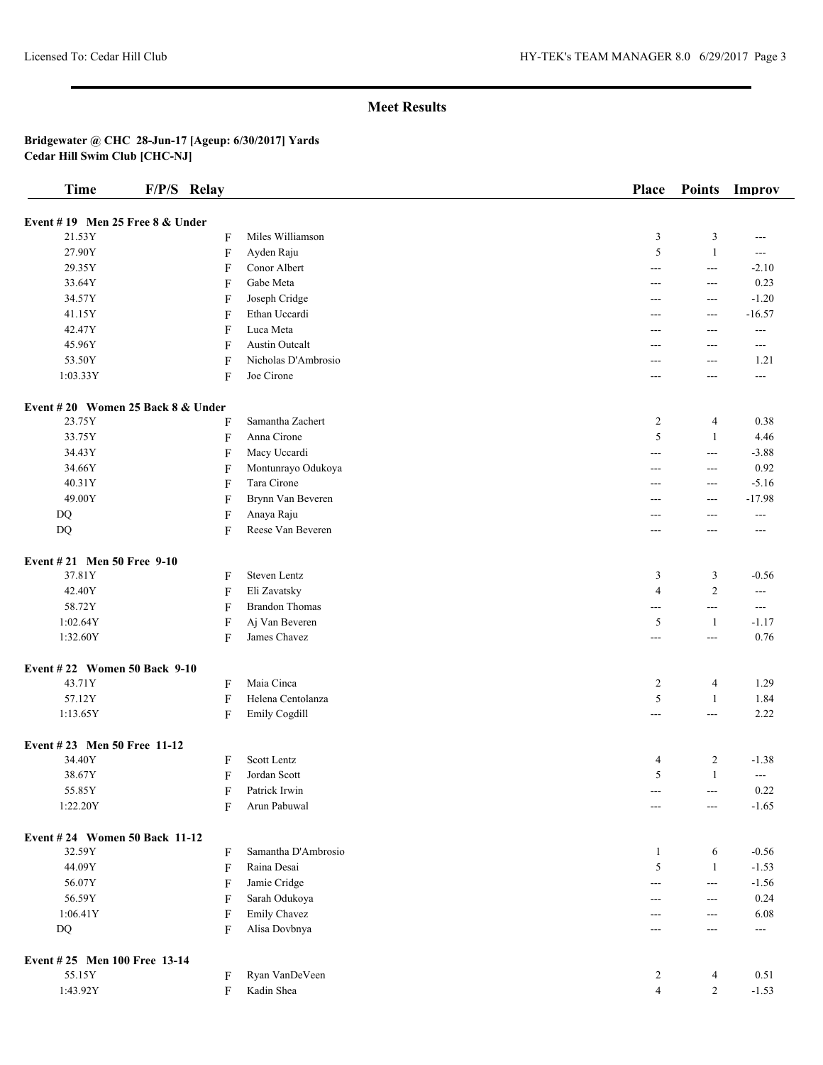## Meet Results

**Bridgewater @ CHC 28-Jun-17 [Ageup: 6/30/2017] Yards**
**Cedar Hill Swim Club [CHC-NJ]**

| Time | F/P/S | Relay | Place | Points | Improv |
|---|---|---|---|---|---|
| **Event # 19 Men 25 Free 8 & Under** | | | | | |
| 21.53Y | F | Miles Williamson | 3 | 3 | --- |
| 27.90Y | F | Ayden Raju | 5 | 1 | --- |
| 29.35Y | F | Conor Albert | --- | --- | -2.10 |
| 33.64Y | F | Gabe Meta | --- | --- | 0.23 |
| 34.57Y | F | Joseph Cridge | --- | --- | -1.20 |
| 41.15Y | F | Ethan Uccardi | --- | --- | -16.57 |
| 42.47Y | F | Luca Meta | --- | --- | --- |
| 45.96Y | F | Austin Outcalt | --- | --- | --- |
| 53.50Y | F | Nicholas D'Ambrosio | --- | --- | 1.21 |
| 1:03.33Y | F | Joe Cirone | --- | --- | --- |
| **Event # 20 Women 25 Back 8 & Under** | | | | | |
| 23.75Y | F | Samantha Zachert | 2 | 4 | 0.38 |
| 33.75Y | F | Anna Cirone | 5 | 1 | 4.46 |
| 34.43Y | F | Macy Uccardi | --- | --- | -3.88 |
| 34.66Y | F | Montunrayo Odukoya | --- | --- | 0.92 |
| 40.31Y | F | Tara Cirone | --- | --- | -5.16 |
| 49.00Y | F | Brynn Van Beveren | --- | --- | -17.98 |
| DQ | F | Anaya Raju | --- | --- | --- |
| DQ | F | Reese Van Beveren | --- | --- | --- |
| **Event # 21 Men 50 Free 9-10** | | | | | |
| 37.81Y | F | Steven Lentz | 3 | 3 | -0.56 |
| 42.40Y | F | Eli Zavatsky | 4 | 2 | --- |
| 58.72Y | F | Brandon Thomas | --- | --- | --- |
| 1:02.64Y | F | Aj Van Beveren | 5 | 1 | -1.17 |
| 1:32.60Y | F | James Chavez | --- | --- | 0.76 |
| **Event # 22 Women 50 Back 9-10** | | | | | |
| 43.71Y | F | Maia Cinca | 2 | 4 | 1.29 |
| 57.12Y | F | Helena Centolanza | 5 | 1 | 1.84 |
| 1:13.65Y | F | Emily Cogdill | --- | --- | 2.22 |
| **Event # 23 Men 50 Free 11-12** | | | | | |
| 34.40Y | F | Scott Lentz | 4 | 2 | -1.38 |
| 38.67Y | F | Jordan Scott | 5 | 1 | --- |
| 55.85Y | F | Patrick Irwin | --- | --- | 0.22 |
| 1:22.20Y | F | Arun Pabuwal | --- | --- | -1.65 |
| **Event # 24 Women 50 Back 11-12** | | | | | |
| 32.59Y | F | Samantha D'Ambrosio | 1 | 6 | -0.56 |
| 44.09Y | F | Raina Desai | 5 | 1 | -1.53 |
| 56.07Y | F | Jamie Cridge | --- | --- | -1.56 |
| 56.59Y | F | Sarah Odukoya | --- | --- | 0.24 |
| 1:06.41Y | F | Emily Chavez | --- | --- | 6.08 |
| DQ | F | Alisa Dovbnya | --- | --- | --- |
| **Event # 25 Men 100 Free 13-14** | | | | | |
| 55.15Y | F | Ryan VanDeVeen | 2 | 4 | 0.51 |
| 1:43.92Y | F | Kadin Shea | 4 | 2 | -1.53 |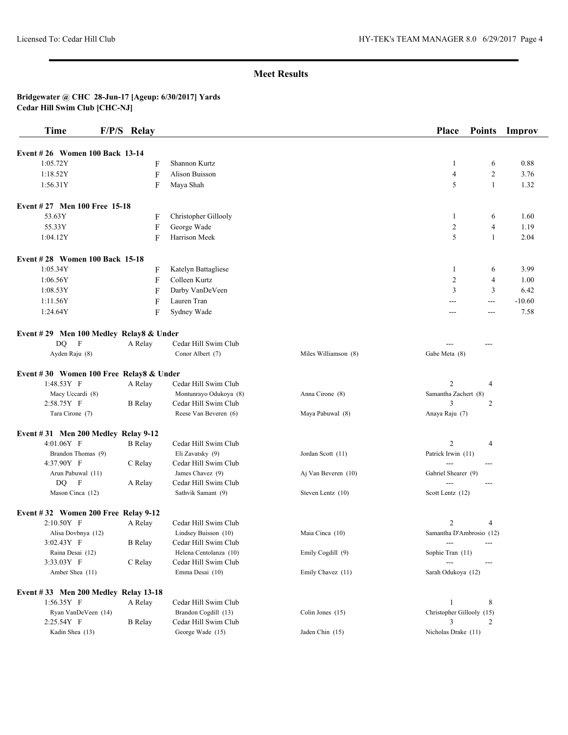# Meet Results

**Bridgewater @ CHC 28-Jun-17 [Ageup: 6/30/2017] Yards**
**Cedar Hill Swim Club [CHC-NJ]**

| Time | F/P/S | Relay | | | Place | Points | Improv |
|---|---|---|---|---|---|---|---|
| **Event # 26 Women 100 Back 13-14** | | | | | | | |
| 1:05.72Y | F | | Shannon Kurtz | | 1 | 6 | 0.88 |
| 1:18.52Y | F | | Alison Buisson | | 4 | 2 | 3.76 |
| 1:56.31Y | F | | Maya Shah | | 5 | 1 | 1.32 |
| **Event # 27 Men 100 Free 15-18** | | | | | | | |
| 53.63Y | F | | Christopher Gillooly | | 1 | 6 | 1.60 |
| 55.33Y | F | | George Wade | | 2 | 4 | 1.19 |
| 1:04.12Y | F | | Harrison Meek | | 5 | 1 | 2.04 |
| **Event # 28 Women 100 Back 15-18** | | | | | | | |
| 1:05.34Y | F | | Katelyn Battagliese | | 1 | 6 | 3.99 |
| 1:06.56Y | F | | Colleen Kurtz | | 2 | 4 | 1.00 |
| 1:08.53Y | F | | Darby VanDeVeen | | 3 | 3 | 6.42 |
| 1:11.56Y | F | | Lauren Tran | | --- | --- | -10.60 |
| 1:24.64Y | F | | Sydney Wade | | --- | --- | 7.58 |
| **Event # 29 Men 100 Medley Relay8 & Under** | | | | | | | |
| DQ | F | A Relay | Cedar Hill Swim Club | | --- | --- | |
| Ayden Raju (8) | | | Conor Albert (7) | Miles Williamson (8) | Gabe Meta (8) | | |
| **Event # 30 Women 100 Free Relay8 & Under** | | | | | | | |
| 1:48.53Y | F | A Relay | Cedar Hill Swim Club | | 2 | 4 | |
| Macy Uccardi (8) | | | Montunrayo Odukoya (8) | Anna Cirone (8) | Samantha Zachert (8) | | |
| 2:58.75Y | F | B Relay | Cedar Hill Swim Club | | 3 | 2 | |
| Tara Cirone (7) | | | Reese Van Beveren (6) | Maya Pabuwal (8) | Anaya Raju (7) | | |
| **Event # 31 Men 200 Medley Relay 9-12** | | | | | | | |
| 4:01.06Y | F | B Relay | Cedar Hill Swim Club | | 2 | 4 | |
| Brandon Thomas (9) | | | Eli Zavatsky (9) | Jordan Scott (11) | Patrick Irwin (11) | | |
| 4:37.90Y | F | C Relay | Cedar Hill Swim Club | | --- | --- | |
| Arun Pabuwal (11) | | | James Chavez (9) | Aj Van Beveren (10) | Gabriel Shearer (9) | | |
| DQ | F | A Relay | Cedar Hill Swim Club | | --- | --- | |
| Mason Cinca (12) | | | Sathvik Samant (9) | Steven Lentz (10) | Scott Lentz (12) | | |
| **Event # 32 Women 200 Free Relay 9-12** | | | | | | | |
| 2:10.50Y | F | A Relay | Cedar Hill Swim Club | | 2 | 4 | |
| Alisa Dovbnya (12) | | | Lindsey Buisson (10) | Maia Cinca (10) | Samantha D'Ambrosio (12) | | |
| 3:02.43Y | F | B Relay | Cedar Hill Swim Club | | --- | --- | |
| Raina Desai (12) | | | Helena Centolanza (10) | Emily Cogdill (9) | Sophie Tran (11) | | |
| 3:33.03Y | F | C Relay | Cedar Hill Swim Club | | --- | --- | |
| Amber Shea (11) | | | Emma Desai (10) | Emily Chavez (11) | Sarah Odukoya (12) | | |
| **Event # 33 Men 200 Medley Relay 13-18** | | | | | | | |
| 1:56.35Y | F | A Relay | Cedar Hill Swim Club | | 1 | 8 | |
| Ryan VanDeVeen (14) | | | Brandon Cogdill (13) | Colin Jones (15) | Christopher Gillooly (15) | | |
| 2:25.54Y | F | B Relay | Cedar Hill Swim Club | | 3 | 2 | |
| Kadin Shea (13) | | | George Wade (15) | Jaden Chin (15) | Nicholas Drake (11) | | |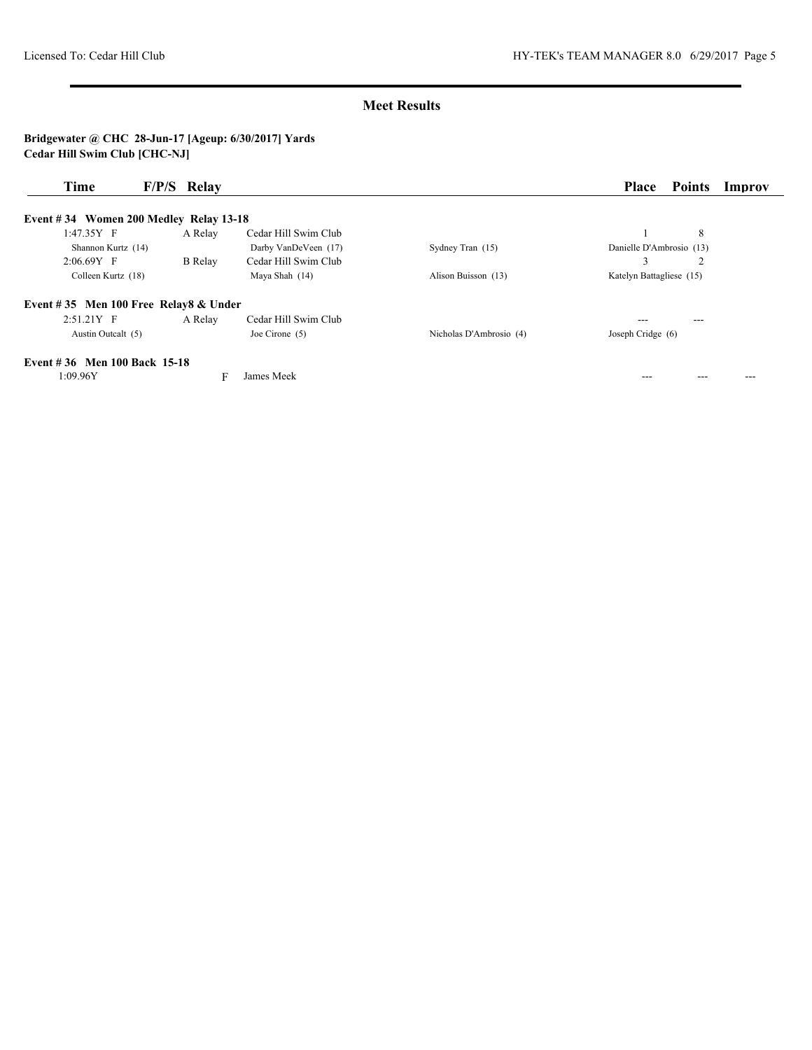## Meet Results

**Bridgewater @ CHC 28-Jun-17 [Ageup: 6/30/2017] Yards**
**Cedar Hill Swim Club [CHC-NJ]**

| Time | F/P/S | Relay | | | Place | Points | Improv |
|---|---|---|---|---|---|---|---|
| **Event # 34 Women 200 Medley Relay 13-18** | | | | | | | |
| 1:47.35Y | F | A Relay | Cedar Hill Swim Club | | 1 | 8 | |
| Shannon Kurtz (14) | | | Darby VanDeVeen (17) | Sydney Tran (15) | Danielle D'Ambrosio (13) | | |
| 2:06.69Y | F | B Relay | Cedar Hill Swim Club | | 3 | 2 | |
| Colleen Kurtz (18) | | | Maya Shah (14) | Alison Buisson (13) | Katelyn Battagliese (15) | | |
| **Event # 35 Men 100 Free Relay8 & Under** | | | | | | | |
| 2:51.21Y | F | A Relay | Cedar Hill Swim Club | | --- | --- | |
| Austin Outcalt (5) | | | Joe Cirone (5) | Nicholas D'Ambrosio (4) | Joseph Cridge (6) | | |
| **Event # 36 Men 100 Back 15-18** | | | | | | | |
| 1:09.96Y | F | | James Meek | | --- | --- | --- |